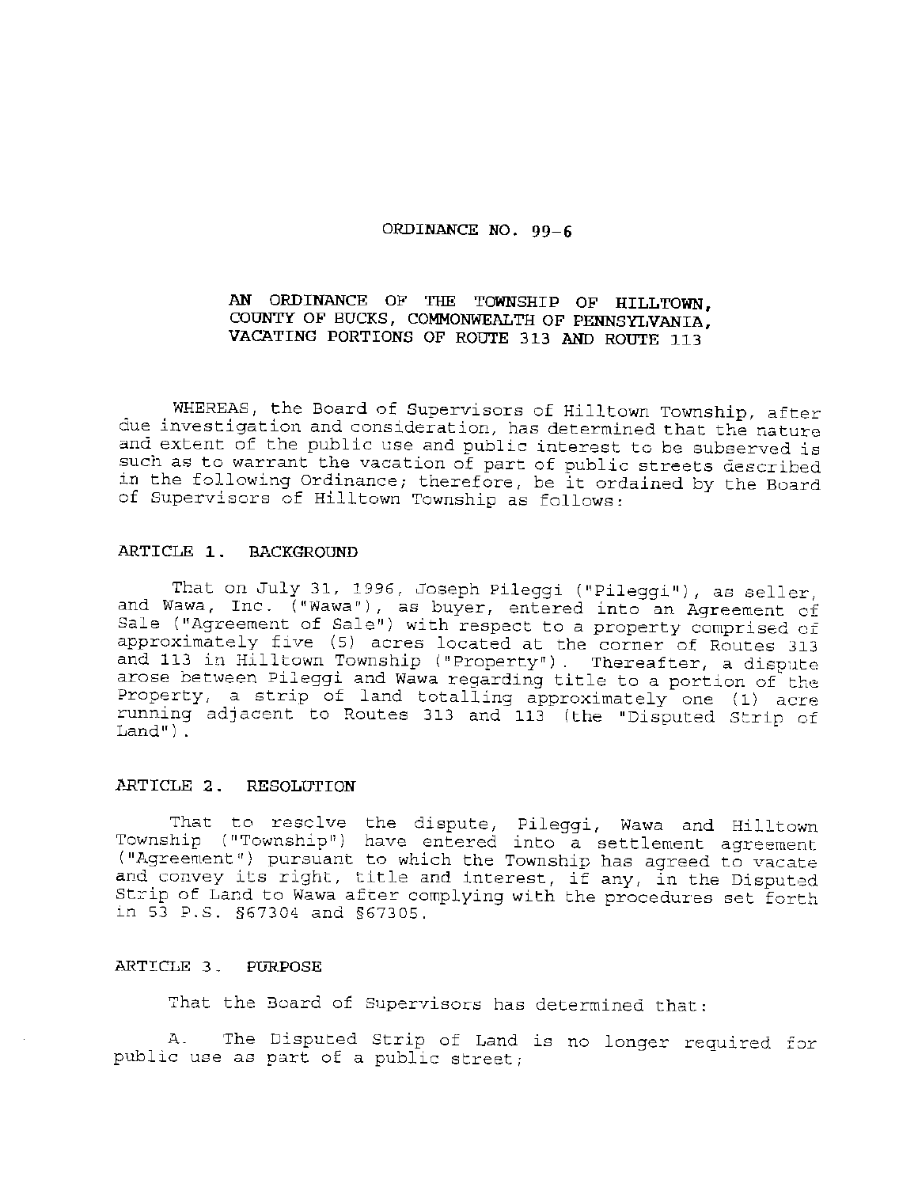# ORDINANCE NO. 99-6

## AN ORDINANCE OF THE TOWNSHIP OF HILLTOWN, COUNTY OF BUCKS, COMMONWEALTH OF PENNSYLVANIA, VACATING PORTIONS OF ROUTE 313 AND ROUTE 113

WHEREAS, the Board of Supervisors of Hilltown Township, after due investigation and consideration, has determined that the nature and extent of the public use and public interest to be subserved is such as to warrant the vacation of part of public streets described in the following Ordinance; therefore, be it ordained by the Board of Supervisors of Hilltown Township as follows:

### ARTICLE 1. BACKGROUND

That on July 31, 1996, Joseph Pileggi ("Pileggi"), as seller, and Wawa, Inc. ("Wawa"), as buyer, entered into an Agreement of Sale ("Agreement of Sale") with respect to a property comprised of approximately five (5) acres located at the corner of Routes 313 and 113 in Hilltown Township ("Property"). Thereafter, a dispute arose between Pileggi and Wawa regarding title to a portion of the Property, a strip of land totalling approximately one (1) acre running adjacent to Routes 313 and 113 (the "Disputed Strip of Land").

### ARTICLE 2. RESOLUTION

That to resolve the dispute, Pileggi, Wawa and Hilltown Township ("Township") have entered into a settlement agreement ("Agreement") pursuant to which the Township has agreed to vacate and convey its right, title and interest, if any, in the Disputed Strip of Land to Wawa after complying with the procedures set forth in 53 P.S. §67304 and §67305.

### ARTICLE 3. PURPOSE

That the Board of Supervisors has determined that:

A. The Disputed Strip of Land is no longer required for public use as part of a public street;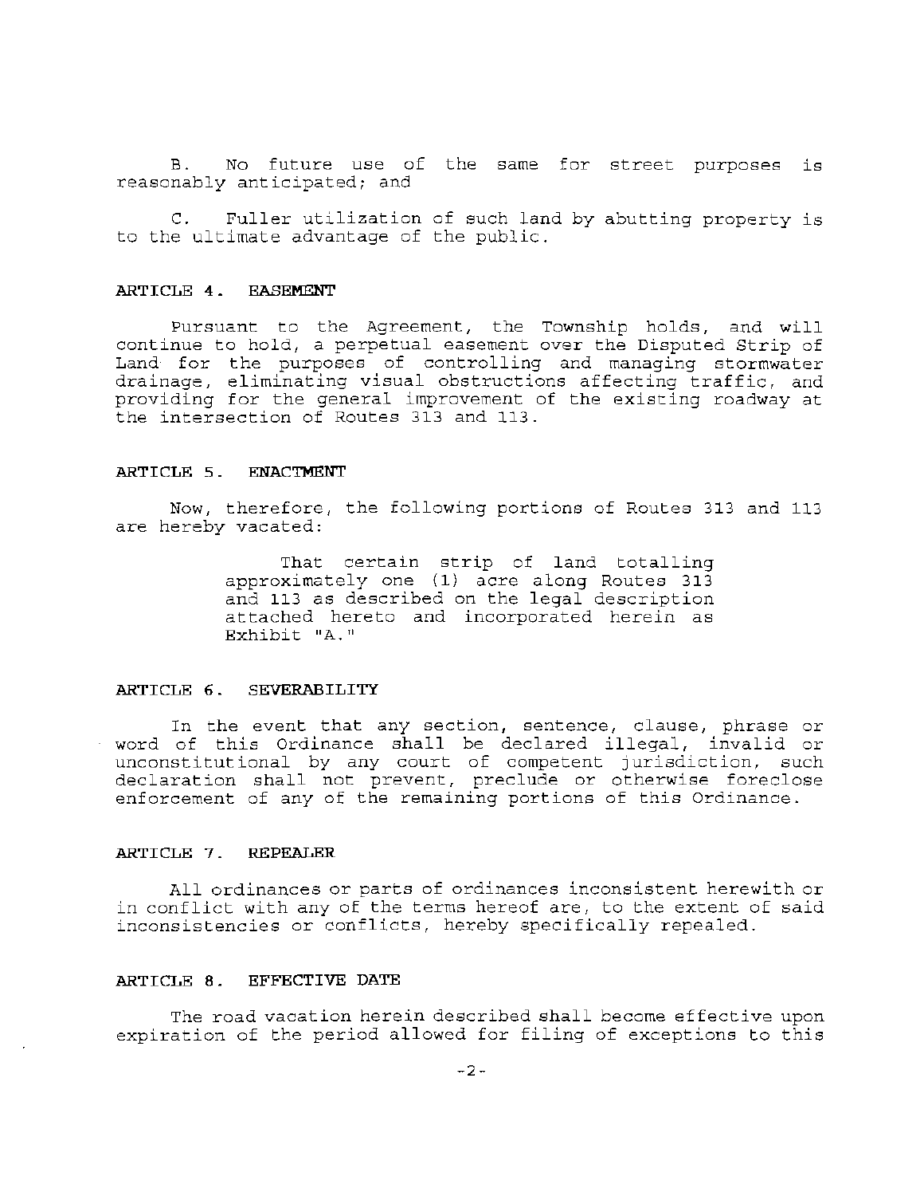B. No future use of the same for street purposes is reasonably anticipated; and

C. Fuller utilization of such land by abutting property is to the ultimate advantage of the public.

**ARTICLE 4. EASEMENT**

Pursuant to the Agreement, the Township holds, and will continue to hold, a perpetual easement over the Disputed Strip of Land for the purposes of controlling and managing stormwater drainage, eliminating visual obstructions affecting traffic, and providing for the general improvement of the existing roadway at the intersection of Routes 313 and 113.

**ARTICLE 5. ENACTMENT**

Now, therefore, the following portions of Routes 313 and 113 are hereby vacated:

> That certain strip of land totalling approximately one (1) acre along Routes 313 and 113 as described on the legal description attached hereto and incorporated herein as Exhibit "A."

**ARTICLE 6. SEVERABILITY**

In the event that any section, sentence, clause, phrase or word of this Ordinance shall be declared illegal, invalid or unconstitutional by any court of competent jurisdiction, such declaration shall not prevent, preclude or otherwise foreclose enforcement of any of the remaining portions of this Ordinance.

**ARTICLE 7. REPEALER**

All ordinances or parts of ordinances inconsistent herewith or in conflict with any of the terms hereof are, to the extent of said inconsistencies or conflicts, hereby specifically repealed.

**ARTICLE 8. EFFECTIVE DATE**

The road vacation herein described shall become effective upon expiration of the period allowed for filing of exceptions to this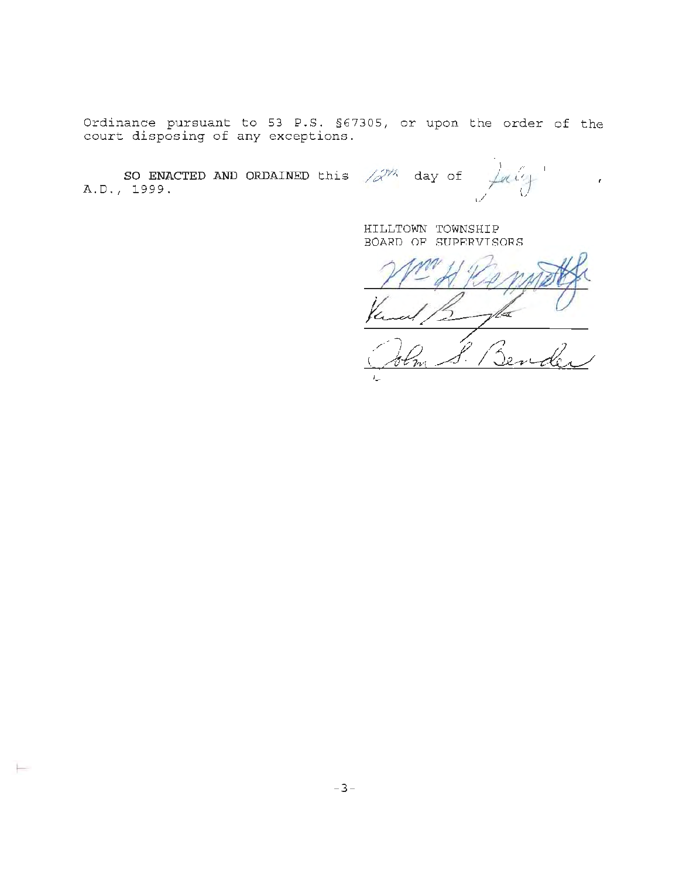Ordinance pursuant to 53 P.S. §67305, or upon the order of the court disposing of any exceptions.

**SO ENACTED AND ORDAINED** this 12th day of July, A.D., 1999.

HILLTOWN TOWNSHIP
BOARD OF SUPERVISORS

Wm H. Bennett Jr.

Kenneth B. Bennington

John S. Bender